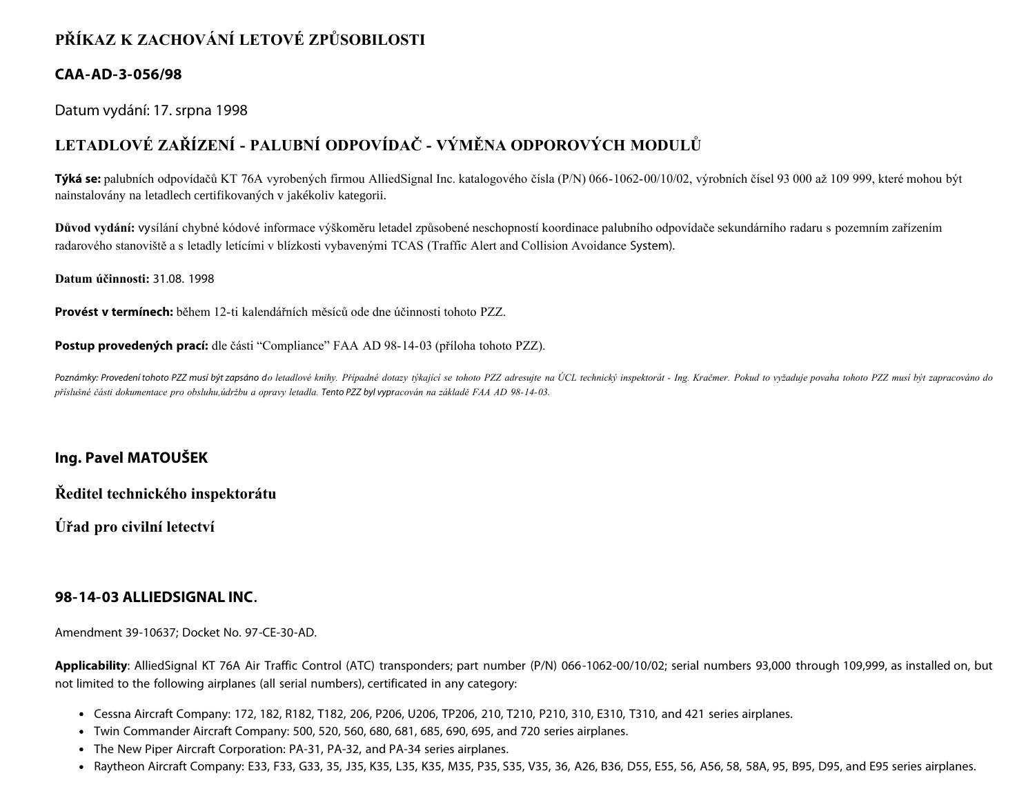# PŘÍKAZ K ZACHOVÁNÍ LETOVÉ ZPŮSOBILOSTI

## CAA-AD-3-056/98

Datum vydání: 17. srpna 1998

## LETADLOVÉ ZAŘÍZENÍ - PALUBNÍ ODPOVÍDAČ - VÝMĚNA ODPOROVÝCH MODULŮ

**Týká se:** palubních odpovídačů KT 76A vyrobených firmou AlliedSignal Inc. katalogového čísla (P/N) 066-1062-00/10/02, výrobních čísel 93 000 až 109 999, které mohou být nainstalovány na letadlech certifikovaných v jakékoliv kategorii.

**Důvod vydání:** vysílání chybné kódové informace výškoměru letadel způsobené neschopností koordinace palubního odpovídače sekundárního radaru s pozemním zařízením radarového stanoviště a s letadly letícími v blízkosti vybavenými TCAS (Traffic Alert and Collision Avoidance System).

**Datum účinnosti:** 31.08. 1998

**Provést v termínech:** během 12-ti kalendářních měsíců ode dne účinnosti tohoto PZZ.

**Postup provedených prací:** dle části "Compliance" FAA AD 98-14-03 (příloha tohoto PZZ).

*Poznámky: Provedení tohoto PZZ musí být zapsáno do letadlové knihy. Případné dotazy týkající se tohoto PZZ adresujte na ÚCL technický inspektorát - Ing. Kračmer. Pokud to vyžaduje povaha tohoto PZZ musí být zapracováno do příslušné části dokumentace pro obsluhu,údržbu a opravy letadla. Tento PZZ byl vypracován na základě FAA AD 98-14-03.*

**Ing. Pavel MATOUŠEK**

**Ředitel technického inspektorátu**

**Úřad pro civilní letectví**

## 98-14-03 ALLIEDSIGNAL INC.

Amendment 39-10637; Docket No. 97-CE-30-AD.

**Applicability**: AlliedSignal KT 76A Air Traffic Control (ATC) transponders; part number (P/N) 066-1062-00/10/02; serial numbers 93,000 through 109,999, as installed on, but not limited to the following airplanes (all serial numbers), certificated in any category:

- Cessna Aircraft Company: 172, 182, R182, T182, 206, P206, U206, TP206, 210, T210, P210, 310, E310, T310, and 421 series airplanes.
- Twin Commander Aircraft Company: 500, 520, 560, 680, 681, 685, 690, 695, and 720 series airplanes.
- The New Piper Aircraft Corporation: PA-31, PA-32, and PA-34 series airplanes.
- Raytheon Aircraft Company: E33, F33, G33, 35, J35, K35, L35, K35, M35, P35, S35, V35, 36, A26, B36, D55, E55, 56, A56, 58, 58A, 95, B95, D95, and E95 series airplanes.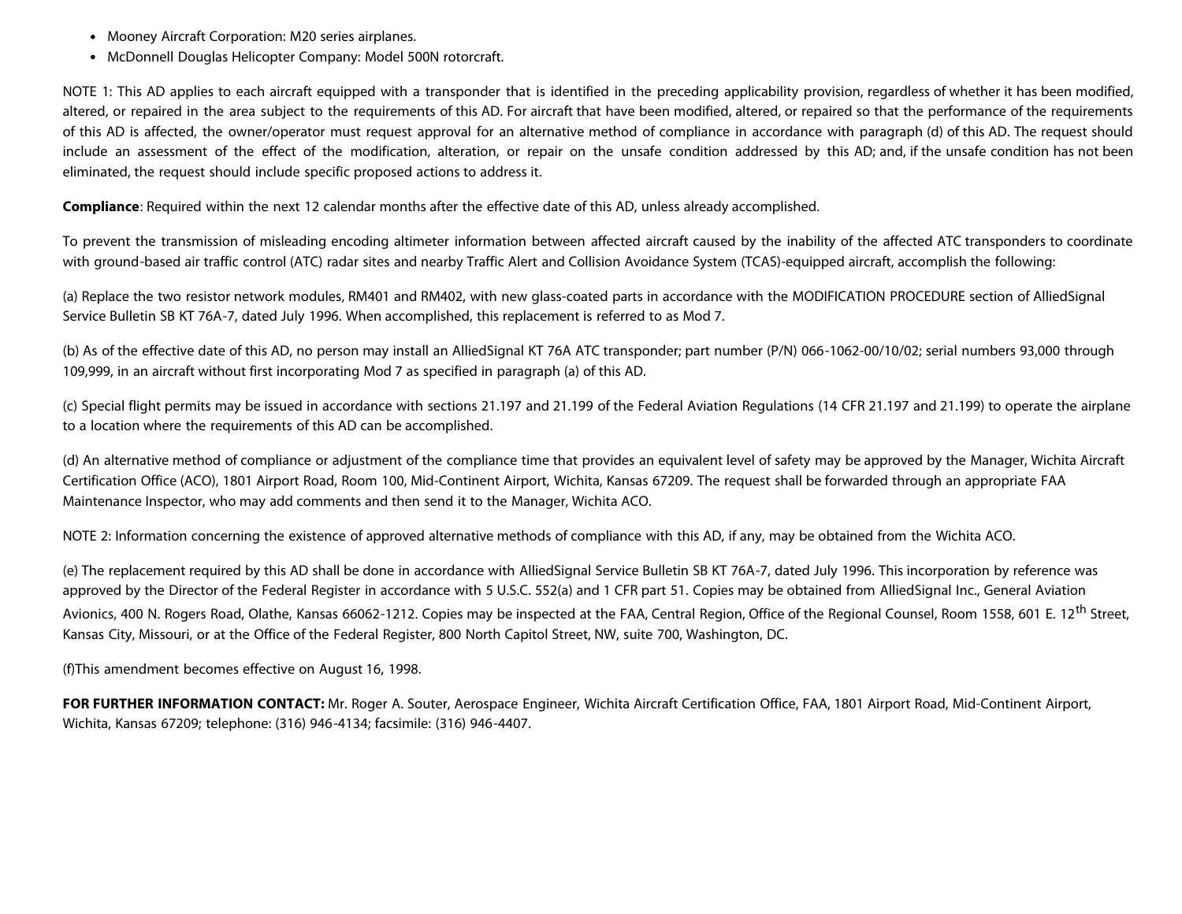- Mooney Aircraft Corporation: M20 series airplanes.
- McDonnell Douglas Helicopter Company: Model 500N rotorcraft.

NOTE 1: This AD applies to each aircraft equipped with a transponder that is identified in the preceding applicability provision, regardless of whether it has been modified, altered, or repaired in the area subject to the requirements of this AD. For aircraft that have been modified, altered, or repaired so that the performance of the requirements of this AD is affected, the owner/operator must request approval for an alternative method of compliance in accordance with paragraph (d) of this AD. The request should include an assessment of the effect of the modification, alteration, or repair on the unsafe condition addressed by this AD; and, if the unsafe condition has not been eliminated, the request should include specific proposed actions to address it.

**Compliance**: Required within the next 12 calendar months after the effective date of this AD, unless already accomplished.

To prevent the transmission of misleading encoding altimeter information between affected aircraft caused by the inability of the affected ATC transponders to coordinate with ground-based air traffic control (ATC) radar sites and nearby Traffic Alert and Collision Avoidance System (TCAS)-equipped aircraft, accomplish the following:

(a) Replace the two resistor network modules, RM401 and RM402, with new glass-coated parts in accordance with the MODIFICATION PROCEDURE section of AlliedSignal Service Bulletin SB KT 76A-7, dated July 1996. When accomplished, this replacement is referred to as Mod 7.

(b) As of the effective date of this AD, no person may install an AlliedSignal KT 76A ATC transponder; part number (P/N) 066-1062-00/10/02; serial numbers 93,000 through 109,999, in an aircraft without first incorporating Mod 7 as specified in paragraph (a) of this AD.

(c) Special flight permits may be issued in accordance with sections 21.197 and 21.199 of the Federal Aviation Regulations (14 CFR 21.197 and 21.199) to operate the airplane to a location where the requirements of this AD can be accomplished.

(d) An alternative method of compliance or adjustment of the compliance time that provides an equivalent level of safety may be approved by the Manager, Wichita Aircraft Certification Office (ACO), 1801 Airport Road, Room 100, Mid-Continent Airport, Wichita, Kansas 67209. The request shall be forwarded through an appropriate FAA Maintenance Inspector, who may add comments and then send it to the Manager, Wichita ACO.

NOTE 2: Information concerning the existence of approved alternative methods of compliance with this AD, if any, may be obtained from the Wichita ACO.

(e) The replacement required by this AD shall be done in accordance with AlliedSignal Service Bulletin SB KT 76A-7, dated July 1996. This incorporation by reference was approved by the Director of the Federal Register in accordance with 5 U.S.C. 552(a) and 1 CFR part 51. Copies may be obtained from AlliedSignal Inc., General Aviation Avionics, 400 N. Rogers Road, Olathe, Kansas 66062-1212. Copies may be inspected at the FAA, Central Region, Office of the Regional Counsel, Room 1558, 601 E. 12th Street, Kansas City, Missouri, or at the Office of the Federal Register, 800 North Capitol Street, NW, suite 700, Washington, DC.

(f)This amendment becomes effective on August 16, 1998.

**FOR FURTHER INFORMATION CONTACT:** Mr. Roger A. Souter, Aerospace Engineer, Wichita Aircraft Certification Office, FAA, 1801 Airport Road, Mid-Continent Airport, Wichita, Kansas 67209; telephone: (316) 946-4134; facsimile: (316) 946-4407.